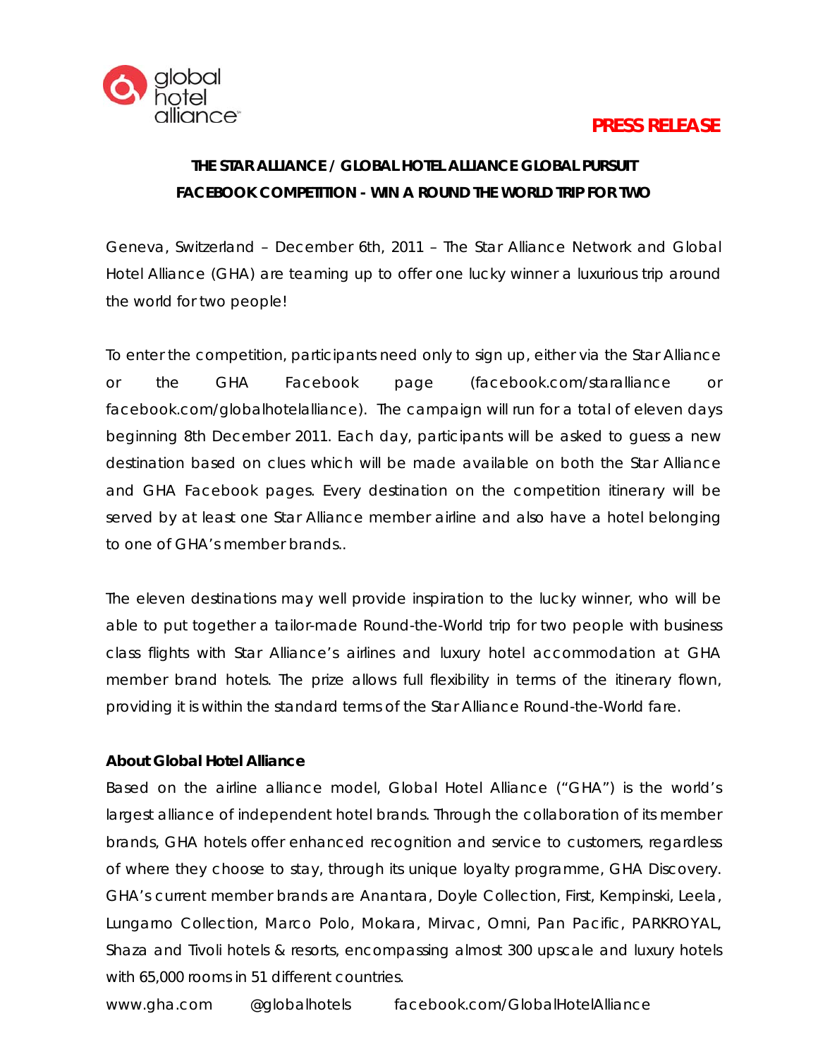global hotel alliance

**PRESS RELEASE**

## THE STAR ALLIANCE / GLOBAL HOTEL ALLIANCE GLOBAL PURSUIT FACEBOOK COMPETITION - WIN A ROUND THE WORLD TRIP FOR TWO

Geneva, Switzerland – December 6th, 2011 – The Star Alliance Network and Global Hotel Alliance (GHA) are teaming up to offer one lucky winner a luxurious trip around the world for two people!

To enter the competition, participants need only to sign up, either via the Star Alliance or the GHA Facebook page (facebook.com/staralliance or facebook.com/globalhotelalliance). The campaign will run for a total of eleven days beginning 8th December 2011. Each day, participants will be asked to guess a new destination based on clues which will be made available on both the Star Alliance and GHA Facebook pages. Every destination on the competition itinerary will be served by at least one Star Alliance member airline and also have a hotel belonging to one of GHA's member brands..

The eleven destinations may well provide inspiration to the lucky winner, who will be able to put together a tailor-made Round-the-World trip for two people with business class flights with Star Alliance's airlines and luxury hotel accommodation at GHA member brand hotels. The prize allows full flexibility in terms of the itinerary flown, providing it is within the standard terms of the Star Alliance Round-the-World fare.

### About Global Hotel Alliance

Based on the airline alliance model, Global Hotel Alliance ("GHA") is the world's largest alliance of independent hotel brands. Through the collaboration of its member brands, GHA hotels offer enhanced recognition and service to customers, regardless of where they choose to stay, through its unique loyalty programme, GHA Discovery. GHA's current member brands are Anantara, Doyle Collection, First, Kempinski, Leela, Lungarno Collection, Marco Polo, Mokara, Mirvac, Omni, Pan Pacific, PARKROYAL, Shaza and Tivoli hotels & resorts, encompassing almost 300 upscale and luxury hotels with 65,000 rooms in 51 different countries.

www.gha.com @globalhotels facebook.com/GlobalHotelAlliance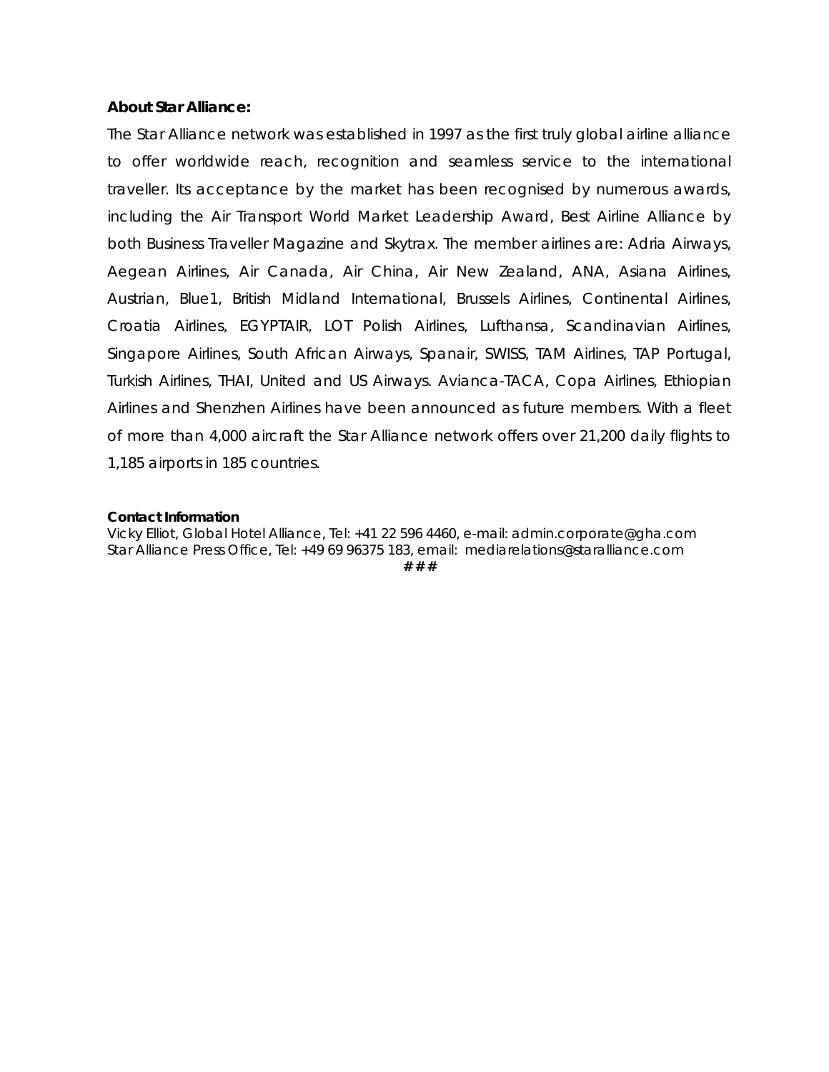**About Star Alliance:**

The Star Alliance network was established in 1997 as the first truly global airline alliance to offer worldwide reach, recognition and seamless service to the international traveller. Its acceptance by the market has been recognised by numerous awards, including the Air Transport World Market Leadership Award, Best Airline Alliance by both Business Traveller Magazine and Skytrax. The member airlines are: Adria Airways, Aegean Airlines, Air Canada, Air China, Air New Zealand, ANA, Asiana Airlines, Austrian, Blue1, British Midland International, Brussels Airlines, Continental Airlines, Croatia Airlines, EGYPTAIR, LOT Polish Airlines, Lufthansa, Scandinavian Airlines, Singapore Airlines, South African Airways, Spanair, SWISS, TAM Airlines, TAP Portugal, Turkish Airlines, THAI, United and US Airways. Avianca-TACA, Copa Airlines, Ethiopian Airlines and Shenzhen Airlines have been announced as future members. With a fleet of more than 4,000 aircraft the Star Alliance network offers over 21,200 daily flights to 1,185 airports in 185 countries.

**Contact Information**
Vicky Elliot, Global Hotel Alliance, Tel: +41 22 596 4460, e-mail: admin.corporate@gha.com
Star Alliance Press Office, Tel: +49 69 96375 183, email: mediarelations@staralliance.com

###